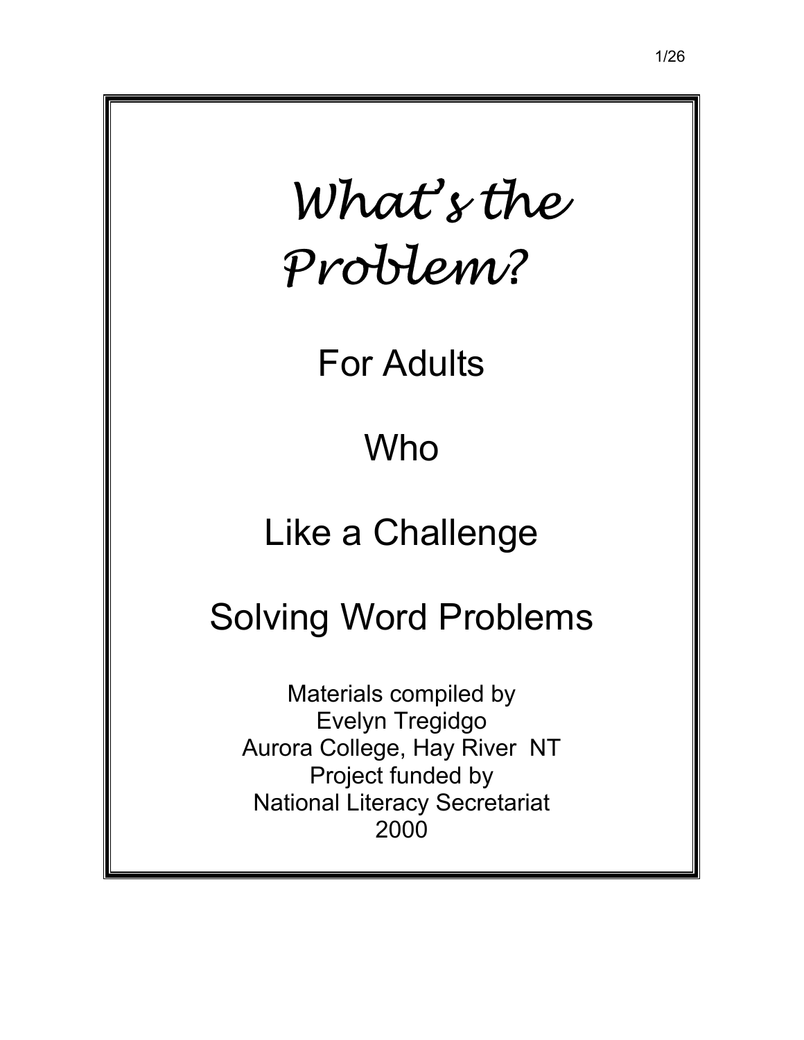# *What's the Problem?*

## For Adults

## Who

## Like a Challenge

## Solving Word Problems

Materials compiled by
Evelyn Tregidgo
Aurora College, Hay River NT
Project funded by
National Literacy Secretariat
2000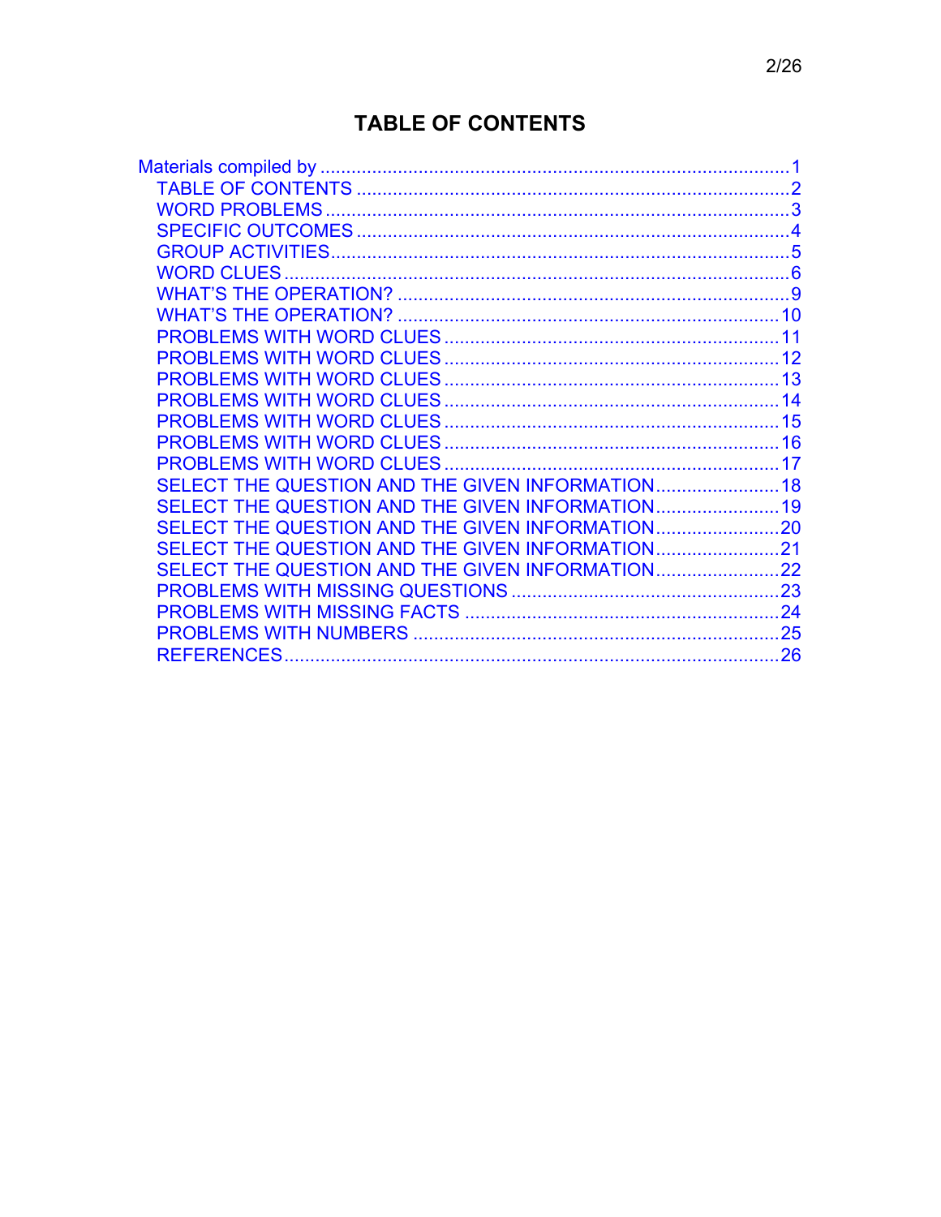# TABLE OF CONTENTS

- Materials compiled by ........................................ 1
  - TABLE OF CONTENTS ........................................ 2
  - WORD PROBLEMS ........................................ 3
  - SPECIFIC OUTCOMES ........................................ 4
  - GROUP ACTIVITIES ........................................ 5
  - WORD CLUES ........................................ 6
  - WHAT'S THE OPERATION? ........................................ 9
  - WHAT'S THE OPERATION? ........................................ 10
  - PROBLEMS WITH WORD CLUES ........................................ 11
  - PROBLEMS WITH WORD CLUES ........................................ 12
  - PROBLEMS WITH WORD CLUES ........................................ 13
  - PROBLEMS WITH WORD CLUES ........................................ 14
  - PROBLEMS WITH WORD CLUES ........................................ 15
  - PROBLEMS WITH WORD CLUES ........................................ 16
  - PROBLEMS WITH WORD CLUES ........................................ 17
  - SELECT THE QUESTION AND THE GIVEN INFORMATION ........................................ 18
  - SELECT THE QUESTION AND THE GIVEN INFORMATION ........................................ 19
  - SELECT THE QUESTION AND THE GIVEN INFORMATION ........................................ 20
  - SELECT THE QUESTION AND THE GIVEN INFORMATION ........................................ 21
  - SELECT THE QUESTION AND THE GIVEN INFORMATION ........................................ 22
  - PROBLEMS WITH MISSING QUESTIONS ........................................ 23
  - PROBLEMS WITH MISSING FACTS ........................................ 24
  - PROBLEMS WITH NUMBERS ........................................ 25
  - REFERENCES ........................................ 26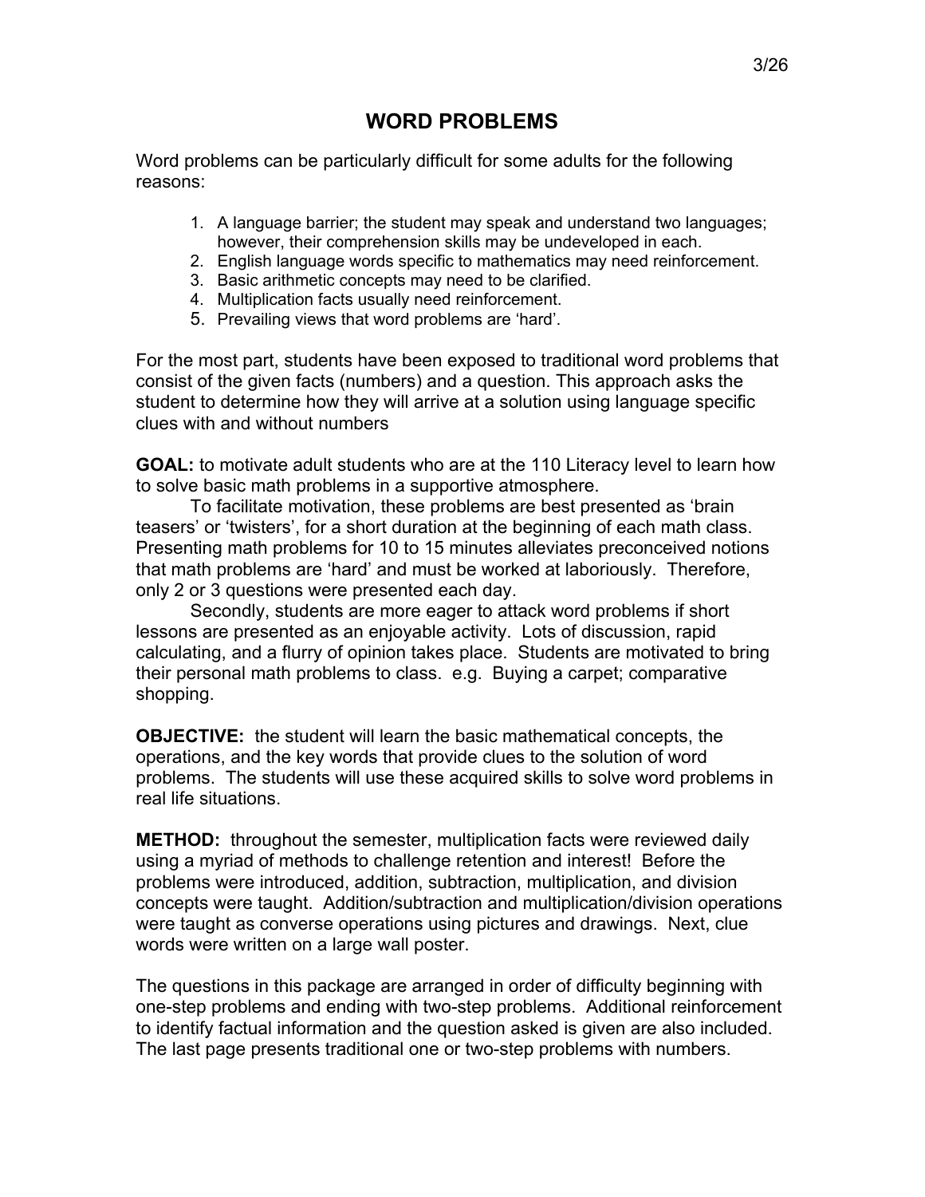# WORD PROBLEMS

Word problems can be particularly difficult for some adults for the following reasons:

1. A language barrier; the student may speak and understand two languages; however, their comprehension skills may be undeveloped in each.
2. English language words specific to mathematics may need reinforcement.
3. Basic arithmetic concepts may need to be clarified.
4. Multiplication facts usually need reinforcement.
5. Prevailing views that word problems are 'hard'.

For the most part, students have been exposed to traditional word problems that consist of the given facts (numbers) and a question. This approach asks the student to determine how they will arrive at a solution using language specific clues with and without numbers

**GOAL:** to motivate adult students who are at the 110 Literacy level to learn how to solve basic math problems in a supportive atmosphere.

To facilitate motivation, these problems are best presented as 'brain teasers' or 'twisters', for a short duration at the beginning of each math class. Presenting math problems for 10 to 15 minutes alleviates preconceived notions that math problems are 'hard' and must be worked at laboriously. Therefore, only 2 or 3 questions were presented each day.

Secondly, students are more eager to attack word problems if short lessons are presented as an enjoyable activity. Lots of discussion, rapid calculating, and a flurry of opinion takes place. Students are motivated to bring their personal math problems to class. e.g. Buying a carpet; comparative shopping.

**OBJECTIVE:** the student will learn the basic mathematical concepts, the operations, and the key words that provide clues to the solution of word problems. The students will use these acquired skills to solve word problems in real life situations.

**METHOD:** throughout the semester, multiplication facts were reviewed daily using a myriad of methods to challenge retention and interest! Before the problems were introduced, addition, subtraction, multiplication, and division concepts were taught. Addition/subtraction and multiplication/division operations were taught as converse operations using pictures and drawings. Next, clue words were written on a large wall poster.

The questions in this package are arranged in order of difficulty beginning with one-step problems and ending with two-step problems. Additional reinforcement to identify factual information and the question asked is given are also included. The last page presents traditional one or two-step problems with numbers.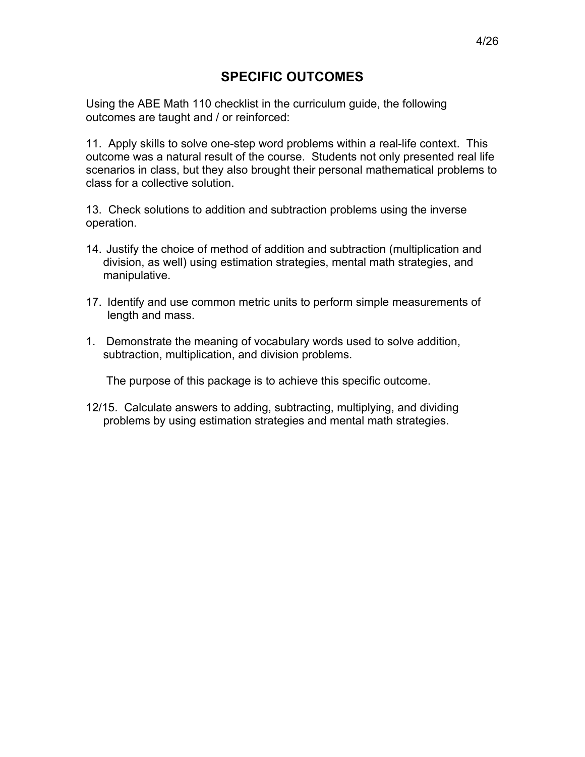## SPECIFIC OUTCOMES

Using the ABE Math 110 checklist in the curriculum guide, the following outcomes are taught and / or reinforced:

11. Apply skills to solve one-step word problems within a real-life context. This outcome was a natural result of the course. Students not only presented real life scenarios in class, but they also brought their personal mathematical problems to class for a collective solution.

13. Check solutions to addition and subtraction problems using the inverse operation.

14. Justify the choice of method of addition and subtraction (multiplication and division, as well) using estimation strategies, mental math strategies, and manipulative.

17. Identify and use common metric units to perform simple measurements of length and mass.

1. Demonstrate the meaning of vocabulary words used to solve addition, subtraction, multiplication, and division problems.

   The purpose of this package is to achieve this specific outcome.

12/15. Calculate answers to adding, subtracting, multiplying, and dividing problems by using estimation strategies and mental math strategies.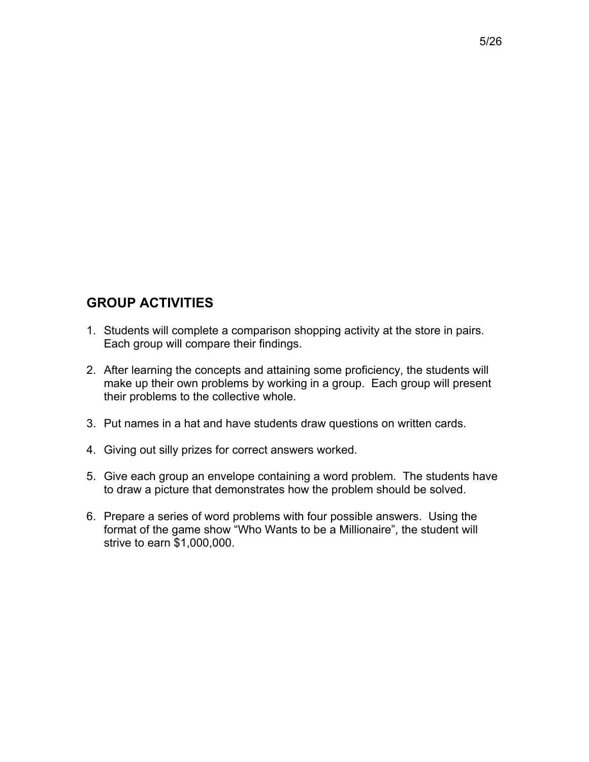## GROUP ACTIVITIES

1. Students will complete a comparison shopping activity at the store in pairs. Each group will compare their findings.

2. After learning the concepts and attaining some proficiency, the students will make up their own problems by working in a group. Each group will present their problems to the collective whole.

3. Put names in a hat and have students draw questions on written cards.

4. Giving out silly prizes for correct answers worked.

5. Give each group an envelope containing a word problem. The students have to draw a picture that demonstrates how the problem should be solved.

6. Prepare a series of word problems with four possible answers. Using the format of the game show “Who Wants to be a Millionaire”, the student will strive to earn $1,000,000.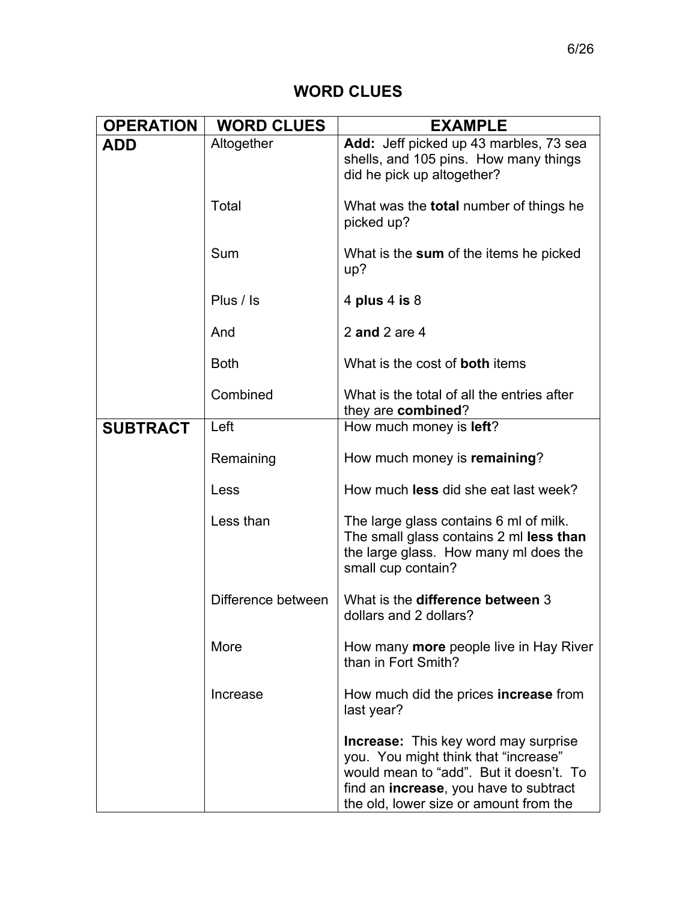# WORD CLUES

| OPERATION | WORD CLUES | EXAMPLE |
|---|---|---|
| **ADD** | Altogether | **Add:** Jeff picked up 43 marbles, 73 sea shells, and 105 pins. How many things did he pick up altogether? |
| | Total | What was the **total** number of things he picked up? |
| | Sum | What is the **sum** of the items he picked up? |
| | Plus / Is | 4 **plus** 4 **is** 8 |
| | And | 2 **and** 2 are 4 |
| | Both | What is the cost of **both** items |
| | Combined | What is the total of all the entries after they are **combined**? |
| **SUBTRACT** | Left | How much money is **left**? |
| | Remaining | How much money is **remaining**? |
| | Less | How much **less** did she eat last week? |
| | Less than | The large glass contains 6 ml of milk. The small glass contains 2 ml **less than** the large glass. How many ml does the small cup contain? |
| | Difference between | What is the **difference between** 3 dollars and 2 dollars? |
| | More | How many **more** people live in Hay River than in Fort Smith? |
| | Increase | How much did the prices **increase** from last year? |
| | | **Increase:** This key word may surprise you. You might think that "increase" would mean to "add". But it doesn't. To find an **increase**, you have to subtract the old, lower size or amount from the |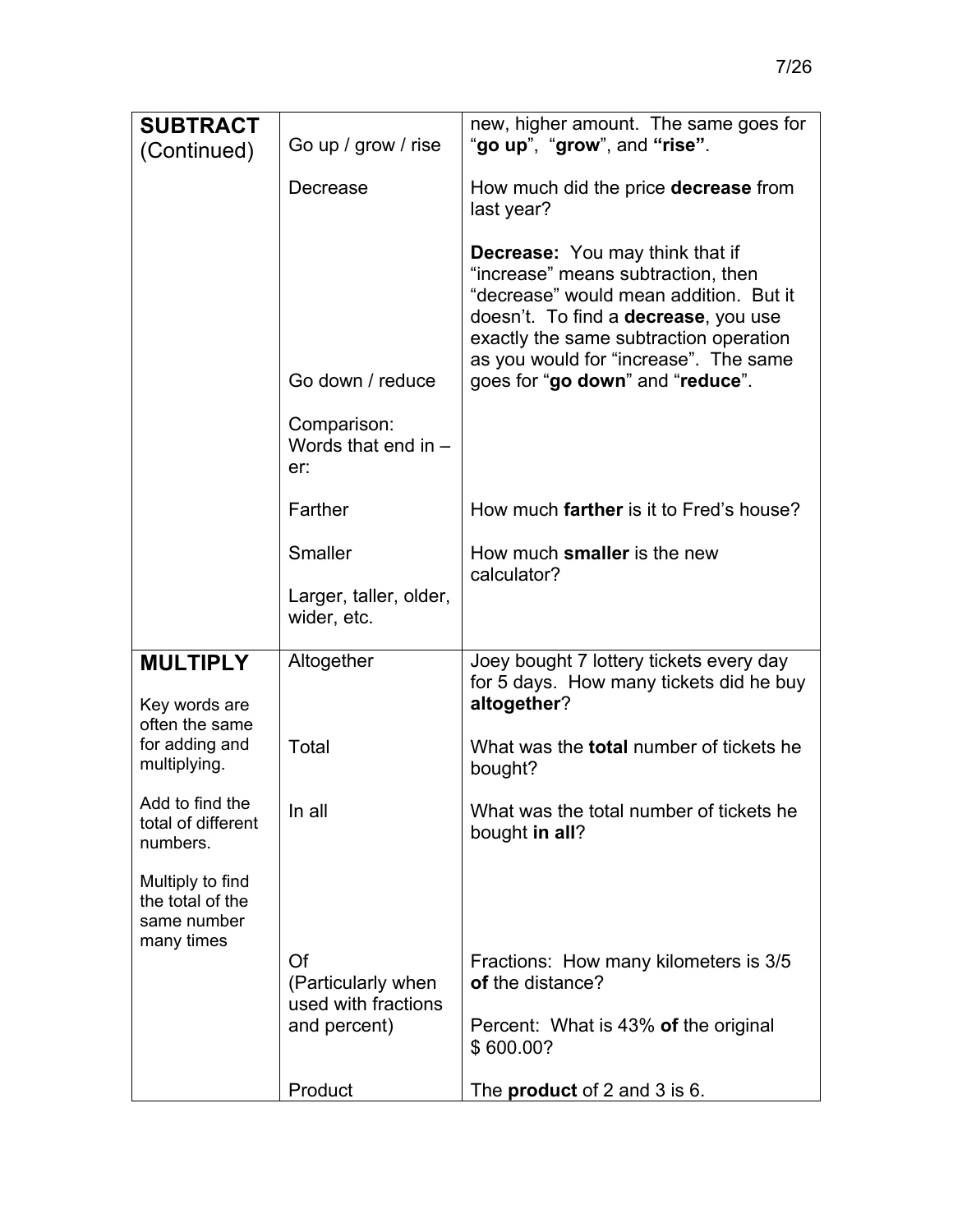| | | |
|---|---|---|
| **SUBTRACT** (Continued) | Go up / grow / rise | new, higher amount. The same goes for "**go up**", "**grow**", and **"rise"**. |
| | Decrease | How much did the price **decrease** from last year? |
| | Go down / reduce | **Decrease:** You may think that if "increase" means subtraction, then "decrease" would mean addition. But it doesn't. To find a **decrease**, you use exactly the same subtraction operation as you would for "increase". The same goes for "**go down**" and "**reduce**". |
| | Comparison: Words that end in –er: | |
| | Farther | How much **farther** is it to Fred's house? |
| | Smaller | How much **smaller** is the new calculator? |
| | Larger, taller, older, wider, etc. | |
| **MULTIPLY** Key words are often the same for adding and multiplying. Add to find the total of different numbers. Multiply to find the total of the same number many times | Altogether | Joey bought 7 lottery tickets every day for 5 days. How many tickets did he buy **altogether**? |
| | Total | What was the **total** number of tickets he bought? |
| | In all | What was the total number of tickets he bought **in all**? |
| | Of (Particularly when used with fractions and percent) | Fractions: How many kilometers is 3/5 **of** the distance? Percent: What is 43% **of** the original $ 600.00? |
| | Product | The **product** of 2 and 3 is 6. |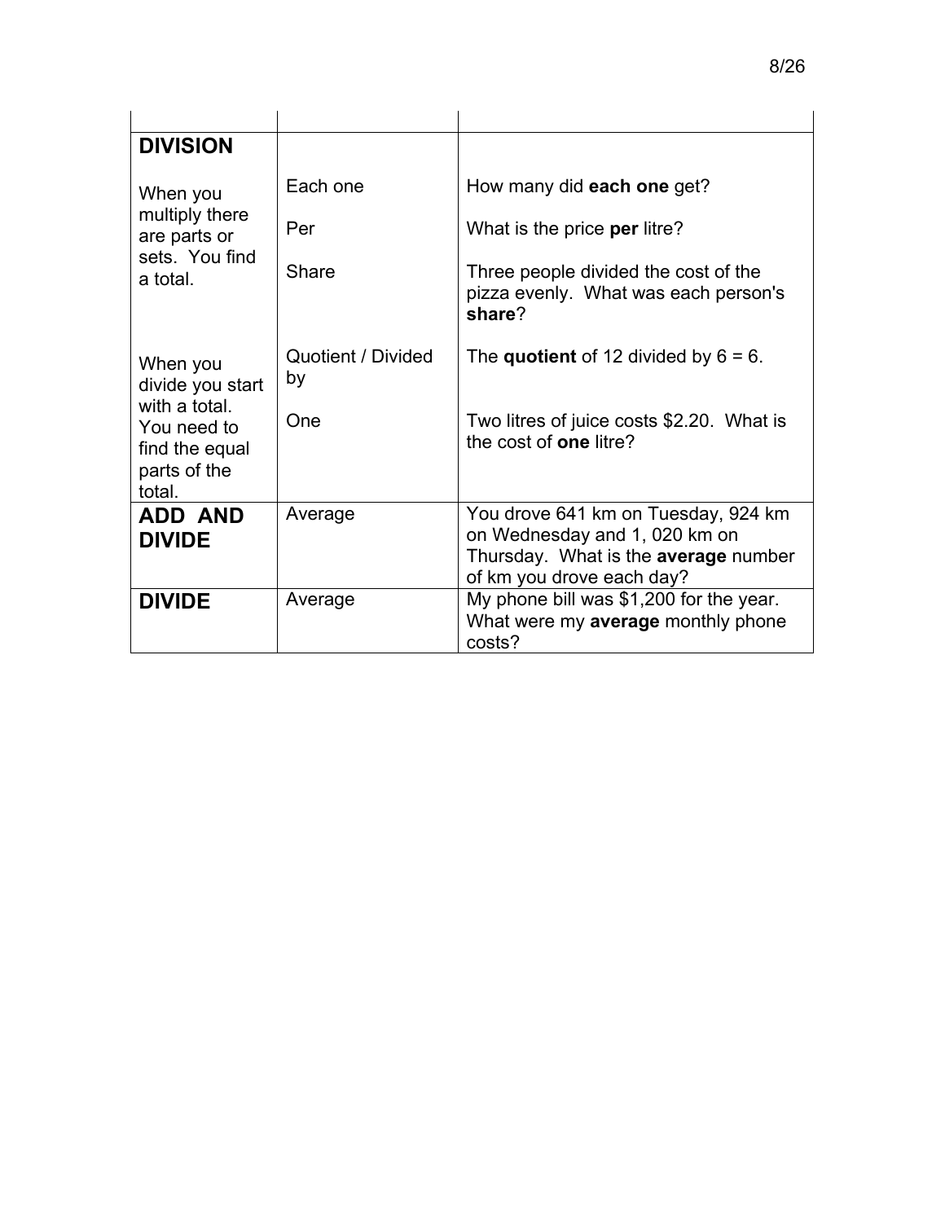| | | |
|---|---|---|
| **DIVISION**<br><br>When you multiply there are parts or sets. You find a total.<br><br>When you divide you start with a total. You need to find the equal parts of the total. | Each one<br><br>Per<br><br>Share<br><br>Quotient / Divided by<br><br>One | How many did **each one** get?<br><br>What is the price **per** litre?<br><br>Three people divided the cost of the pizza evenly. What was each person's **share**?<br><br>The **quotient** of 12 divided by 6 = 6.<br><br>Two litres of juice costs $2.20. What is the cost of **one** litre? |
| **ADD AND DIVIDE** | Average | You drove 641 km on Tuesday, 924 km on Wednesday and 1, 020 km on Thursday. What is the **average** number of km you drove each day? |
| **DIVIDE** | Average | My phone bill was $1,200 for the year. What were my **average** monthly phone costs? |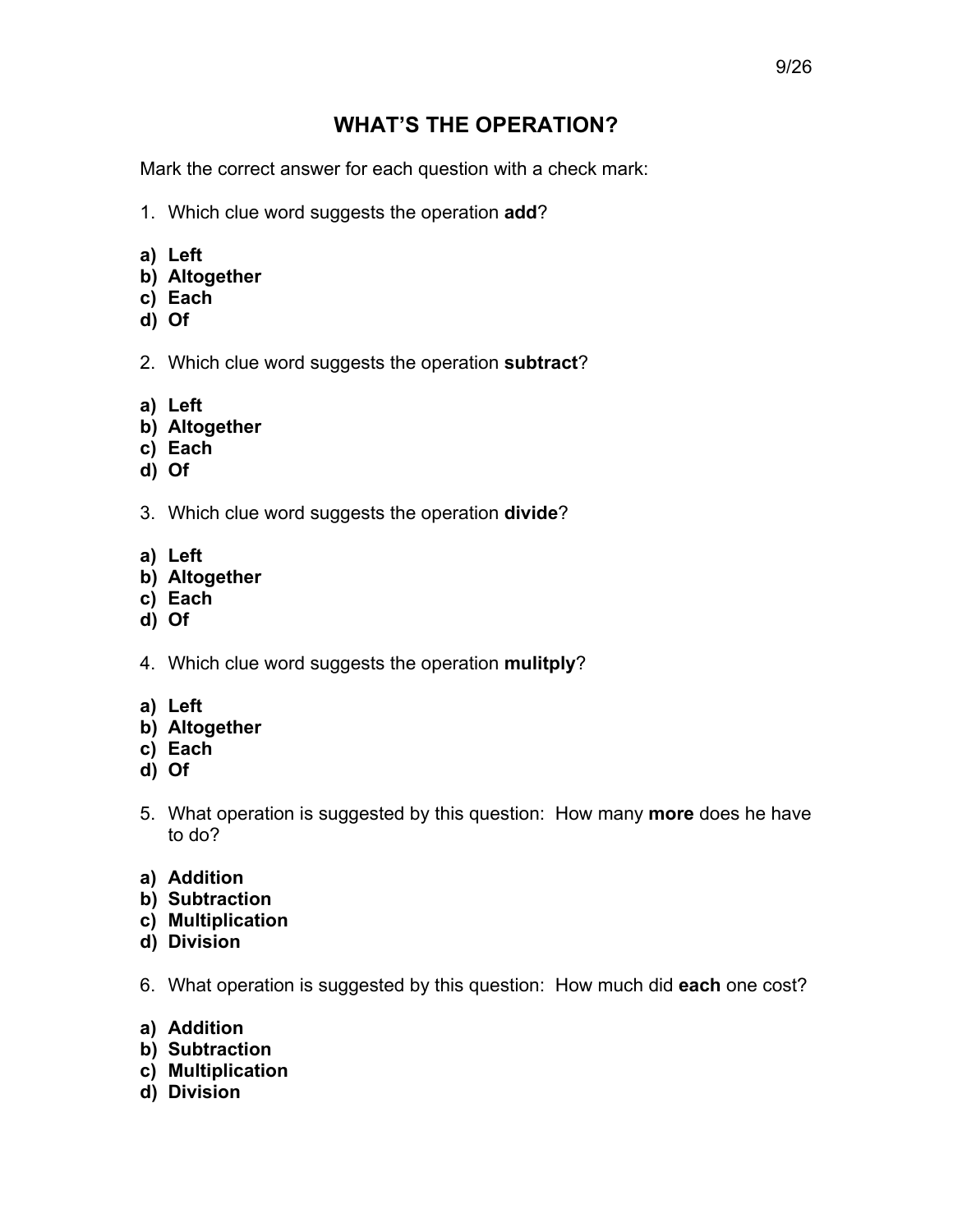# WHAT'S THE OPERATION?

Mark the correct answer for each question with a check mark:

1. Which clue word suggests the operation **add**?

**a) Left**
**b) Altogether**
**c) Each**
**d) Of**

2. Which clue word suggests the operation **subtract**?

**a) Left**
**b) Altogether**
**c) Each**
**d) Of**

3. Which clue word suggests the operation **divide**?

**a) Left**
**b) Altogether**
**c) Each**
**d) Of**

4. Which clue word suggests the operation **mulitply**?

**a) Left**
**b) Altogether**
**c) Each**
**d) Of**

5. What operation is suggested by this question: How many **more** does he have to do?

**a) Addition**
**b) Subtraction**
**c) Multiplication**
**d) Division**

6. What operation is suggested by this question: How much did **each** one cost?

**a) Addition**
**b) Subtraction**
**c) Multiplication**
**d) Division**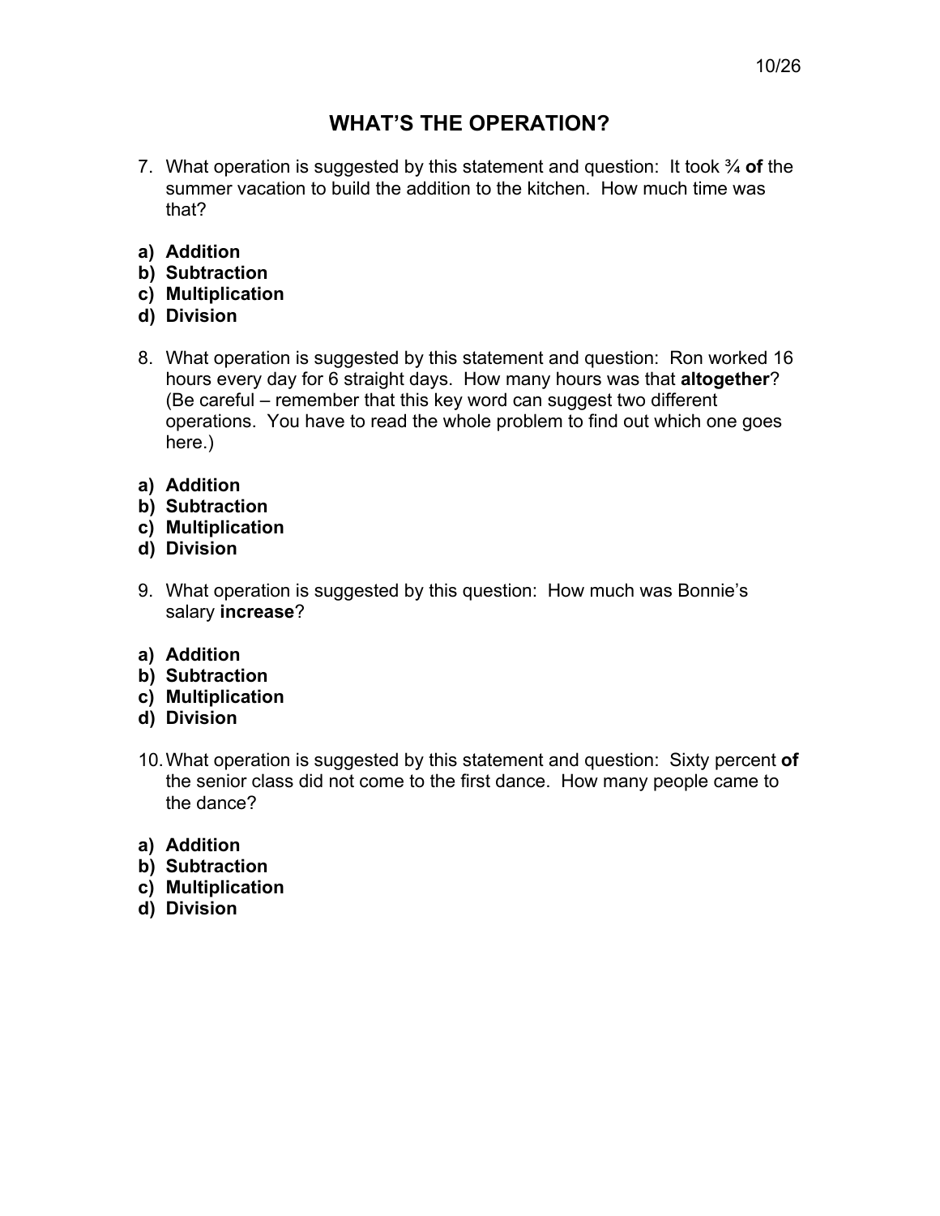# WHAT'S THE OPERATION?

7. What operation is suggested by this statement and question: It took ¾ **of** the summer vacation to build the addition to the kitchen. How much time was that?

**a) Addition**
**b) Subtraction**
**c) Multiplication**
**d) Division**

8. What operation is suggested by this statement and question: Ron worked 16 hours every day for 6 straight days. How many hours was that **altogether**? (Be careful – remember that this key word can suggest two different operations. You have to read the whole problem to find out which one goes here.)

**a) Addition**
**b) Subtraction**
**c) Multiplication**
**d) Division**

9. What operation is suggested by this question: How much was Bonnie's salary **increase**?

**a) Addition**
**b) Subtraction**
**c) Multiplication**
**d) Division**

10. What operation is suggested by this statement and question: Sixty percent **of** the senior class did not come to the first dance. How many people came to the dance?

**a) Addition**
**b) Subtraction**
**c) Multiplication**
**d) Division**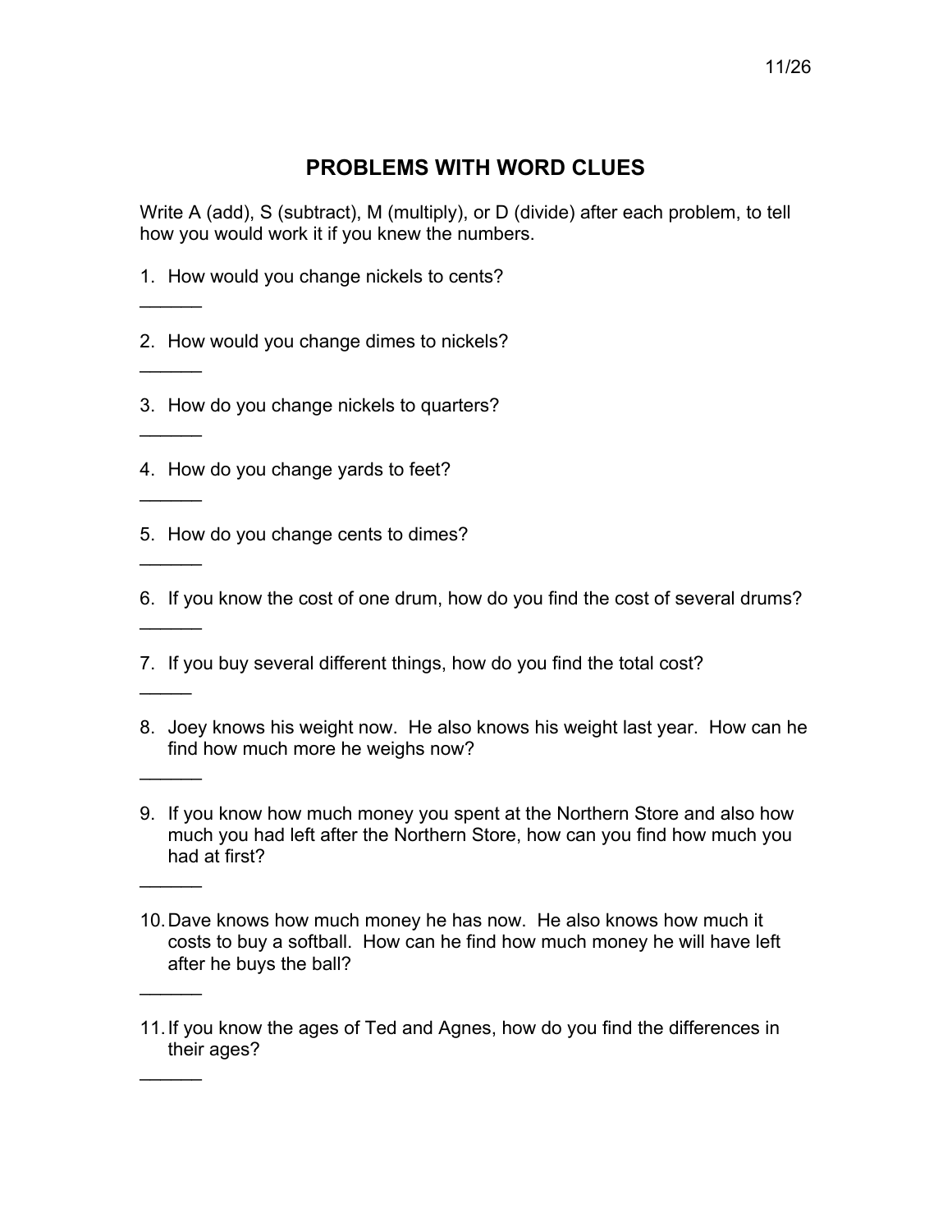## PROBLEMS WITH WORD CLUES

Write A (add), S (subtract), M (multiply), or D (divide) after each problem, to tell how you would work it if you knew the numbers.

1. How would you change nickels to cents?

______

2. How would you change dimes to nickels?

______

3. How do you change nickels to quarters?

______

4. How do you change yards to feet?

______

5. How do you change cents to dimes?

______

6. If you know the cost of one drum, how do you find the cost of several drums?

______

7. If you buy several different things, how do you find the total cost?

_____

8. Joey knows his weight now. He also knows his weight last year. How can he find how much more he weighs now?

______

9. If you know how much money you spent at the Northern Store and also how much you had left after the Northern Store, how can you find how much you had at first?

______

10. Dave knows how much money he has now. He also knows how much it costs to buy a softball. How can he find how much money he will have left after he buys the ball?

______

11. If you know the ages of Ted and Agnes, how do you find the differences in their ages?

______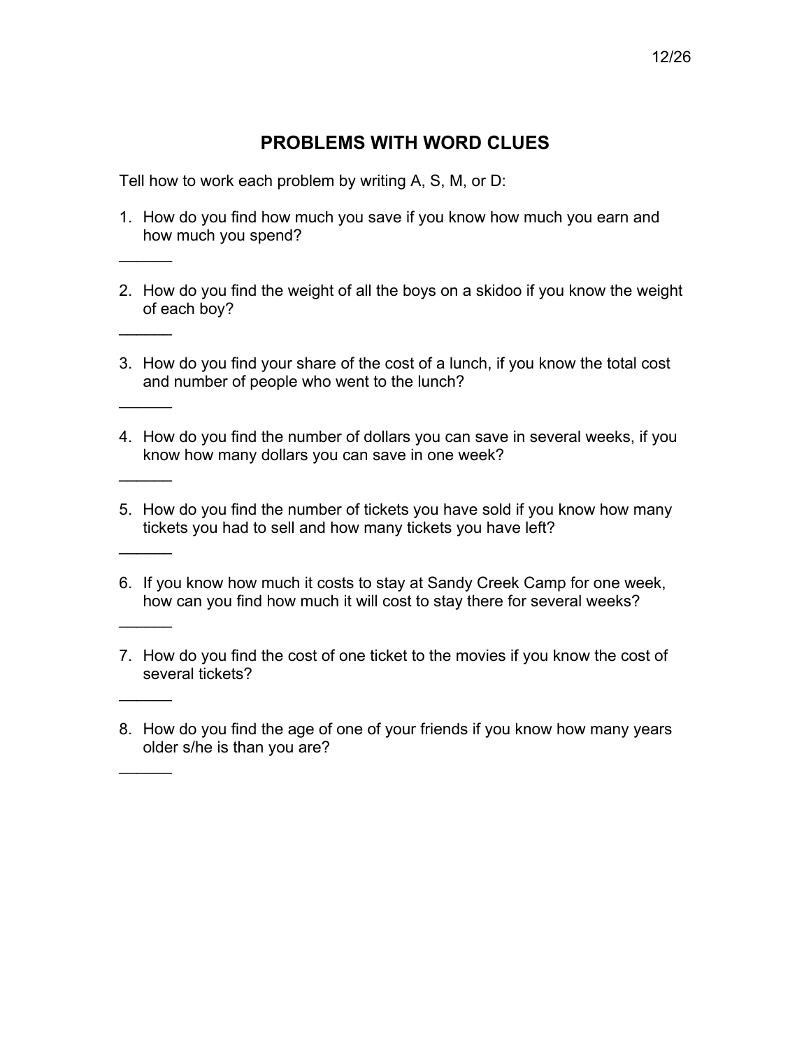# PROBLEMS WITH WORD CLUES

Tell how to work each problem by writing A, S, M, or D:

1. How do you find how much you save if you know how much you earn and how much you spend?

______

2. How do you find the weight of all the boys on a skidoo if you know the weight of each boy?

______

3. How do you find your share of the cost of a lunch, if you know the total cost and number of people who went to the lunch?

______

4. How do you find the number of dollars you can save in several weeks, if you know how many dollars you can save in one week?

______

5. How do you find the number of tickets you have sold if you know how many tickets you had to sell and how many tickets you have left?

______

6. If you know how much it costs to stay at Sandy Creek Camp for one week, how can you find how much it will cost to stay there for several weeks?

______

7. How do you find the cost of one ticket to the movies if you know the cost of several tickets?

______

8. How do you find the age of one of your friends if you know how many years older s/he is than you are?

______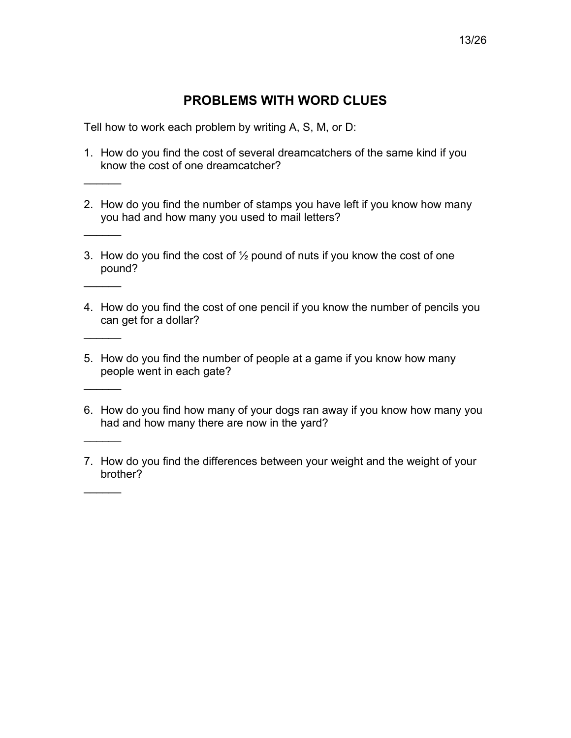## PROBLEMS WITH WORD CLUES

Tell how to work each problem by writing A, S, M, or D:

1. How do you find the cost of several dreamcatchers of the same kind if you know the cost of one dreamcatcher?

______

2. How do you find the number of stamps you have left if you know how many you had and how many you used to mail letters?

______

3. How do you find the cost of ½ pound of nuts if you know the cost of one pound?

______

4. How do you find the cost of one pencil if you know the number of pencils you can get for a dollar?

______

5. How do you find the number of people at a game if you know how many people went in each gate?

______

6. How do you find how many of your dogs ran away if you know how many you had and how many there are now in the yard?

______

7. How do you find the differences between your weight and the weight of your brother?

______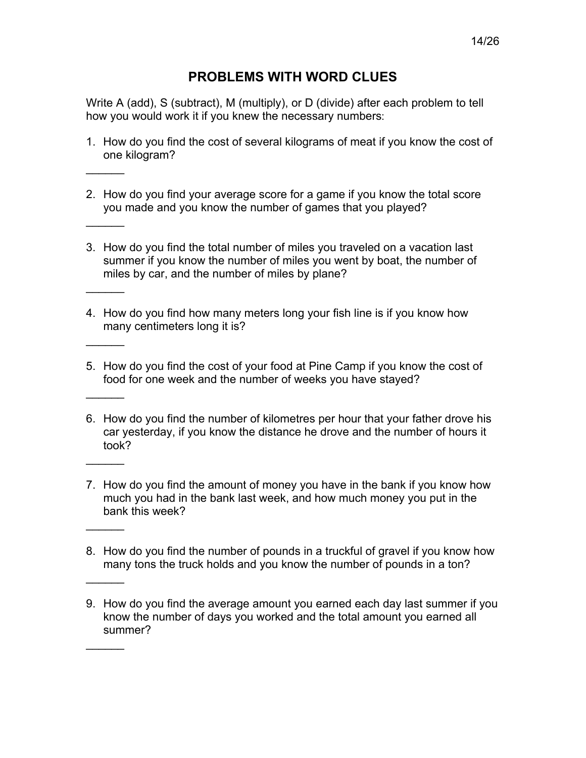# PROBLEMS WITH WORD CLUES

Write A (add), S (subtract), M (multiply), or D (divide) after each problem to tell how you would work it if you knew the necessary numbers:

1. How do you find the cost of several kilograms of meat if you know the cost of one kilogram?

______

2. How do you find your average score for a game if you know the total score you made and you know the number of games that you played?

______

3. How do you find the total number of miles you traveled on a vacation last summer if you know the number of miles you went by boat, the number of miles by car, and the number of miles by plane?

______

4. How do you find how many meters long your fish line is if you know how many centimeters long it is?

______

5. How do you find the cost of your food at Pine Camp if you know the cost of food for one week and the number of weeks you have stayed?

______

6. How do you find the number of kilometres per hour that your father drove his car yesterday, if you know the distance he drove and the number of hours it took?

______

7. How do you find the amount of money you have in the bank if you know how much you had in the bank last week, and how much money you put in the bank this week?

______

8. How do you find the number of pounds in a truckful of gravel if you know how many tons the truck holds and you know the number of pounds in a ton?

______

9. How do you find the average amount you earned each day last summer if you know the number of days you worked and the total amount you earned all summer?

______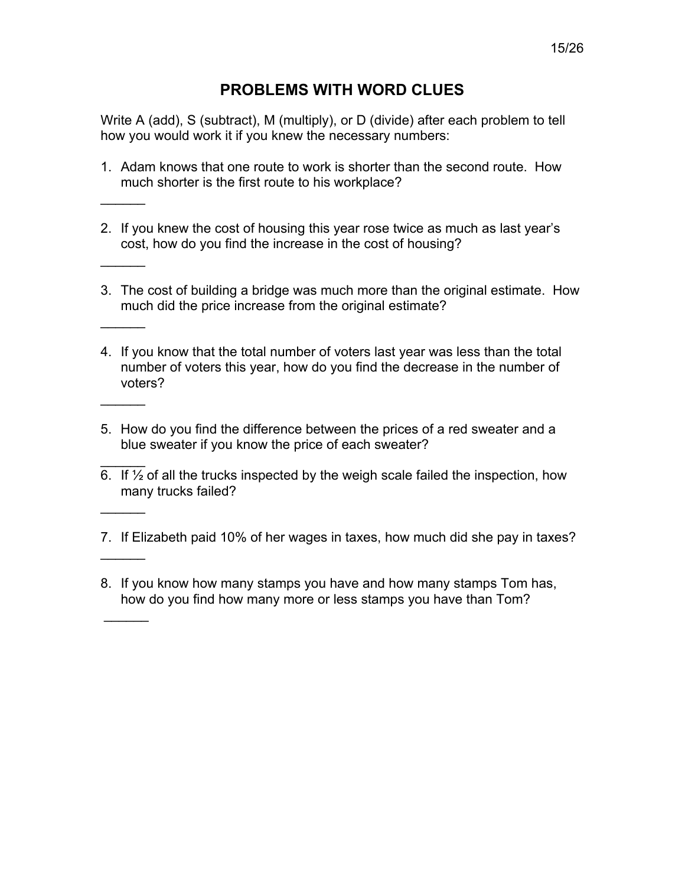# PROBLEMS WITH WORD CLUES

Write A (add), S (subtract), M (multiply), or D (divide) after each problem to tell how you would work it if you knew the necessary numbers:

1. Adam knows that one route to work is shorter than the second route. How much shorter is the first route to his workplace?

______

2. If you knew the cost of housing this year rose twice as much as last year's cost, how do you find the increase in the cost of housing?

______

3. The cost of building a bridge was much more than the original estimate. How much did the price increase from the original estimate?

______

4. If you know that the total number of voters last year was less than the total number of voters this year, how do you find the decrease in the number of voters?

______

5. How do you find the difference between the prices of a red sweater and a blue sweater if you know the price of each sweater?

______

6. If ½ of all the trucks inspected by the weigh scale failed the inspection, how many trucks failed?

______

7. If Elizabeth paid 10% of her wages in taxes, how much did she pay in taxes?

______

8. If you know how many stamps you have and how many stamps Tom has, how do you find how many more or less stamps you have than Tom?

______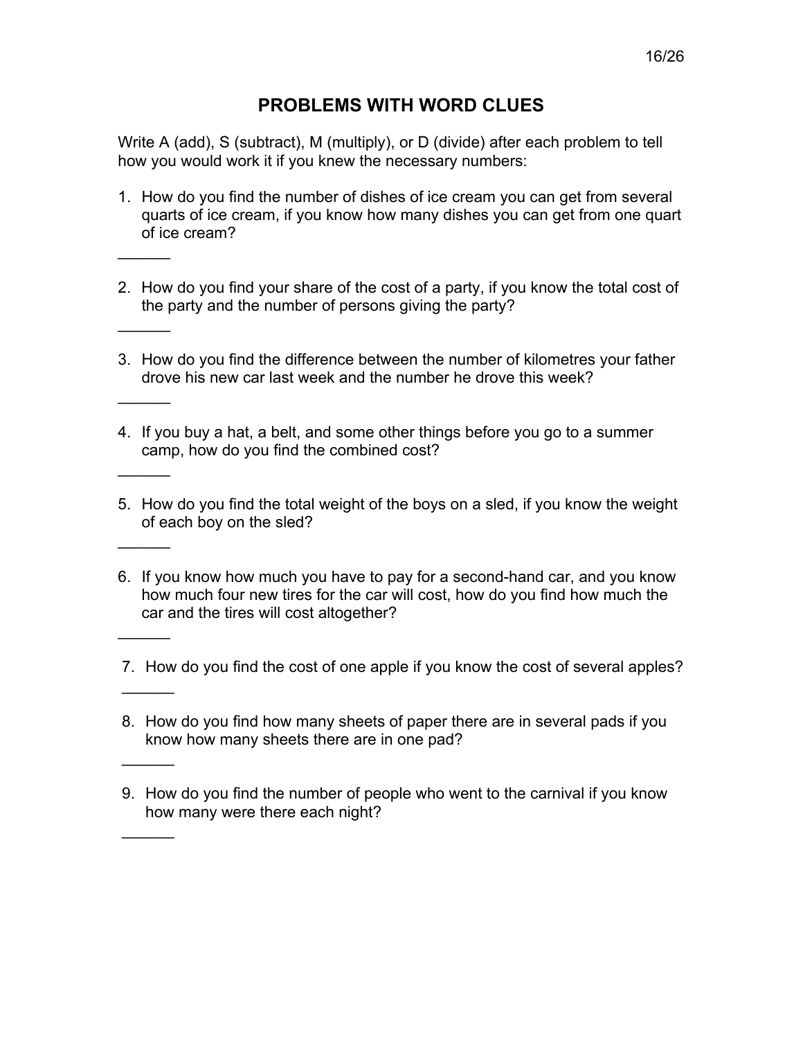# PROBLEMS WITH WORD CLUES

Write A (add), S (subtract), M (multiply), or D (divide) after each problem to tell how you would work it if you knew the necessary numbers:

1. How do you find the number of dishes of ice cream you can get from several quarts of ice cream, if you know how many dishes you can get from one quart of ice cream?

______

2. How do you find your share of the cost of a party, if you know the total cost of the party and the number of persons giving the party?

______

3. How do you find the difference between the number of kilometres your father drove his new car last week and the number he drove this week?

______

4. If you buy a hat, a belt, and some other things before you go to a summer camp, how do you find the combined cost?

______

5. How do you find the total weight of the boys on a sled, if you know the weight of each boy on the sled?

______

6. If you know how much you have to pay for a second-hand car, and you know how much four new tires for the car will cost, how do you find how much the car and the tires will cost altogether?

______

7. How do you find the cost of one apple if you know the cost of several apples?

______

8. How do you find how many sheets of paper there are in several pads if you know how many sheets there are in one pad?

______

9. How do you find the number of people who went to the carnival if you know how many were there each night?

______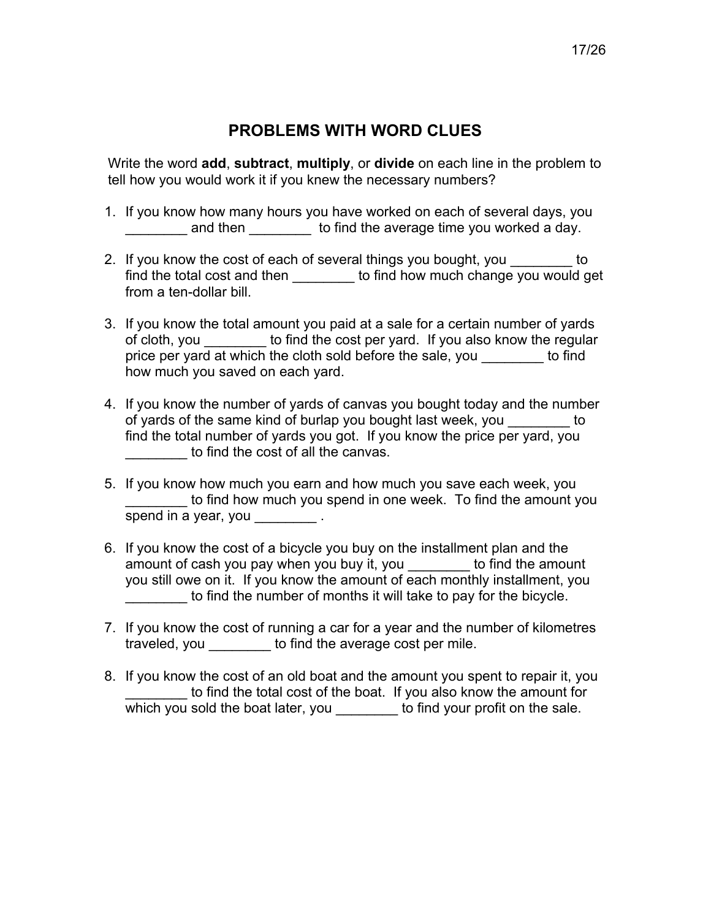## PROBLEMS WITH WORD CLUES

Write the word **add**, **subtract**, **multiply**, or **divide** on each line in the problem to tell how you would work it if you knew the necessary numbers?

1. If you know how many hours you have worked on each of several days, you ________ and then ________ to find the average time you worked a day.

2. If you know the cost of each of several things you bought, you ________ to find the total cost and then ________ to find how much change you would get from a ten-dollar bill.

3. If you know the total amount you paid at a sale for a certain number of yards of cloth, you ________ to find the cost per yard. If you also know the regular price per yard at which the cloth sold before the sale, you ________ to find how much you saved on each yard.

4. If you know the number of yards of canvas you bought today and the number of yards of the same kind of burlap you bought last week, you ________ to find the total number of yards you got. If you know the price per yard, you ________ to find the cost of all the canvas.

5. If you know how much you earn and how much you save each week, you ________ to find how much you spend in one week. To find the amount you spend in a year, you ________ .

6. If you know the cost of a bicycle you buy on the installment plan and the amount of cash you pay when you buy it, you ________ to find the amount you still owe on it. If you know the amount of each monthly installment, you ________ to find the number of months it will take to pay for the bicycle.

7. If you know the cost of running a car for a year and the number of kilometres traveled, you ________ to find the average cost per mile.

8. If you know the cost of an old boat and the amount you spent to repair it, you ________ to find the total cost of the boat. If you also know the amount for which you sold the boat later, you ________ to find your profit on the sale.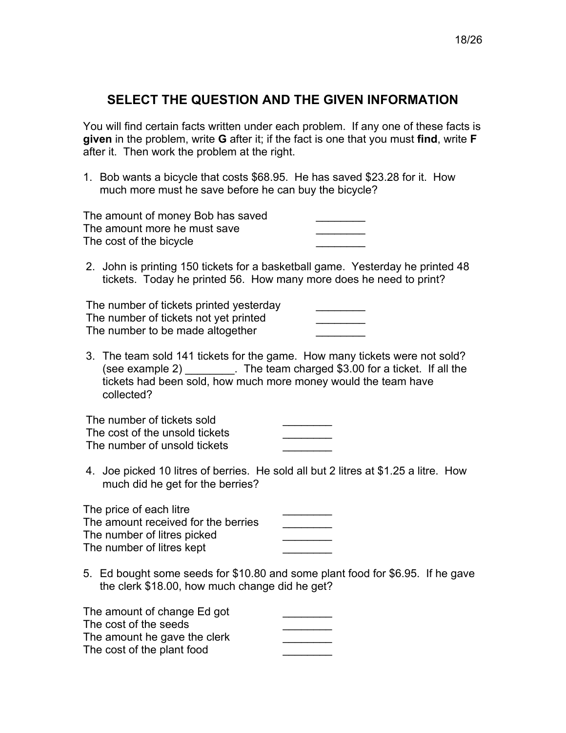## SELECT THE QUESTION AND THE GIVEN INFORMATION

You will find certain facts written under each problem. If any one of these facts is **given** in the problem, write **G** after it; if the fact is one that you must **find**, write **F** after it. Then work the problem at the right.

1. Bob wants a bicycle that costs $68.95. He has saved $23.28 for it. How much more must he save before he can buy the bicycle?

| | |
|---|---|
| The amount of money Bob has saved | ________ |
| The amount more he must save | ________ |
| The cost of the bicycle | ________ |

2. John is printing 150 tickets for a basketball game. Yesterday he printed 48 tickets. Today he printed 56. How many more does he need to print?

| | |
|---|---|
| The number of tickets printed yesterday | ________ |
| The number of tickets not yet printed | ________ |
| The number to be made altogether | ________ |

3. The team sold 141 tickets for the game. How many tickets were not sold? (see example 2) ________. The team charged $3.00 for a ticket. If all the tickets had been sold, how much more money would the team have collected?

| | |
|---|---|
| The number of tickets sold | ________ |
| The cost of the unsold tickets | ________ |
| The number of unsold tickets | ________ |

4. Joe picked 10 litres of berries. He sold all but 2 litres at $1.25 a litre. How much did he get for the berries?

| | |
|---|---|
| The price of each litre | ________ |
| The amount received for the berries | ________ |
| The number of litres picked | ________ |
| The number of litres kept | ________ |

5. Ed bought some seeds for $10.80 and some plant food for $6.95. If he gave the clerk $18.00, how much change did he get?

| | |
|---|---|
| The amount of change Ed got | ________ |
| The cost of the seeds | ________ |
| The amount he gave the clerk | ________ |
| The cost of the plant food | ________ |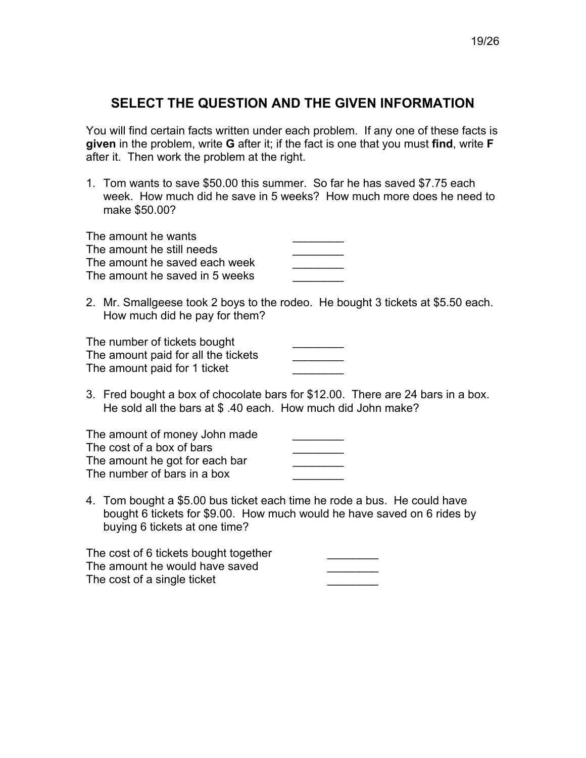## SELECT THE QUESTION AND THE GIVEN INFORMATION

You will find certain facts written under each problem. If any one of these facts is **given** in the problem, write **G** after it; if the fact is one that you must **find**, write **F** after it. Then work the problem at the right.

1. Tom wants to save $50.00 this summer. So far he has saved $7.75 each week. How much did he save in 5 weeks? How much more does he need to make $50.00?

The amount he wants ________
The amount he still needs ________
The amount he saved each week ________
The amount he saved in 5 weeks ________

2. Mr. Smallgeese took 2 boys to the rodeo. He bought 3 tickets at $5.50 each. How much did he pay for them?

The number of tickets bought ________
The amount paid for all the tickets ________
The amount paid for 1 ticket ________

3. Fred bought a box of chocolate bars for $12.00. There are 24 bars in a box. He sold all the bars at $ .40 each. How much did John make?

The amount of money John made ________
The cost of a box of bars ________
The amount he got for each bar ________
The number of bars in a box ________

4. Tom bought a $5.00 bus ticket each time he rode a bus. He could have bought 6 tickets for $9.00. How much would he have saved on 6 rides by buying 6 tickets at one time?

The cost of 6 tickets bought together ________
The amount he would have saved ________
The cost of a single ticket ________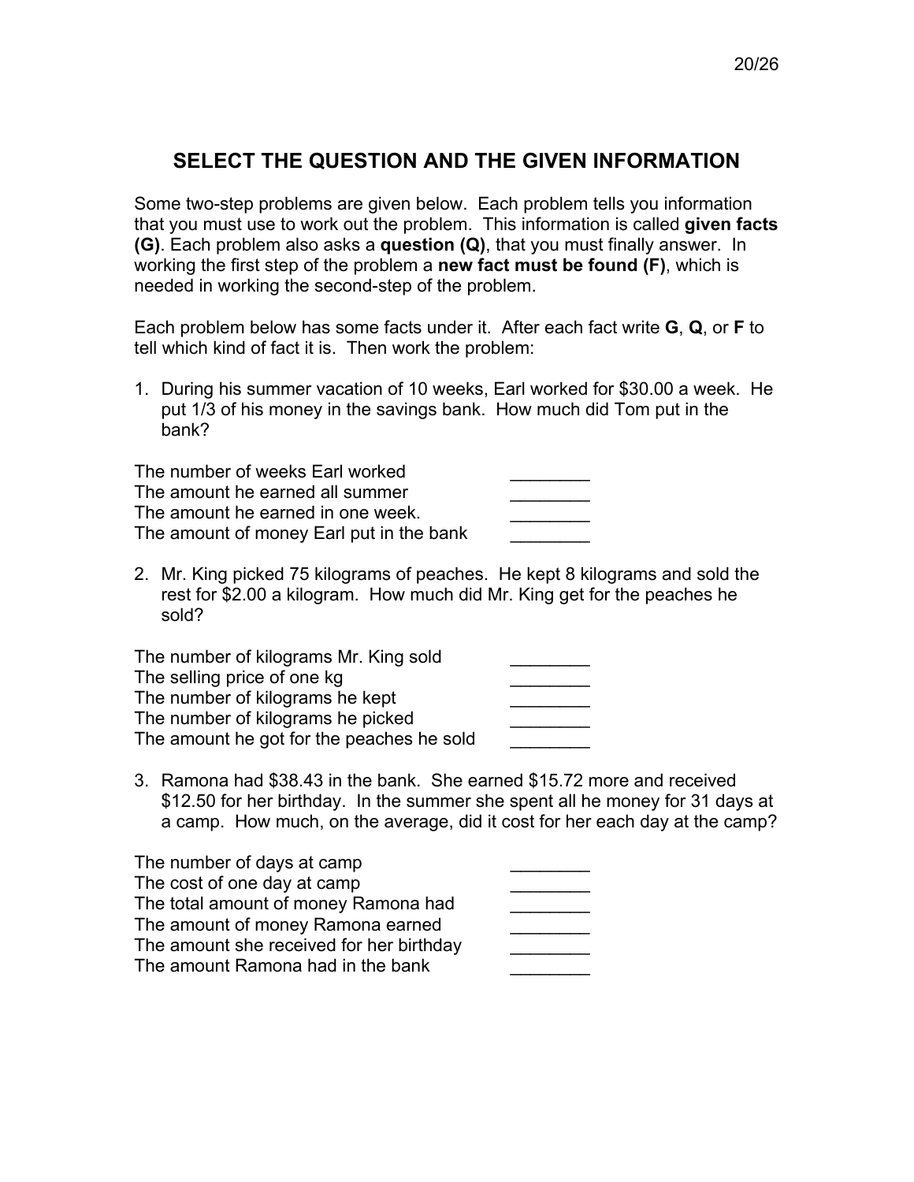## SELECT THE QUESTION AND THE GIVEN INFORMATION

Some two-step problems are given below. Each problem tells you information that you must use to work out the problem. This information is called **given facts (G)**. Each problem also asks a **question (Q)**, that you must finally answer. In working the first step of the problem a **new fact must be found (F)**, which is needed in working the second-step of the problem.

Each problem below has some facts under it. After each fact write **G**, **Q**, or **F** to tell which kind of fact it is. Then work the problem:

1. During his summer vacation of 10 weeks, Earl worked for $30.00 a week. He put 1/3 of his money in the savings bank. How much did Tom put in the bank?

The number of weeks Earl worked ________
The amount he earned all summer ________
The amount he earned in one week. ________
The amount of money Earl put in the bank ________

2. Mr. King picked 75 kilograms of peaches. He kept 8 kilograms and sold the rest for $2.00 a kilogram. How much did Mr. King get for the peaches he sold?

The number of kilograms Mr. King sold ________
The selling price of one kg ________
The number of kilograms he kept ________
The number of kilograms he picked ________
The amount he got for the peaches he sold ________

3. Ramona had $38.43 in the bank. She earned $15.72 more and received $12.50 for her birthday. In the summer she spent all he money for 31 days at a camp. How much, on the average, did it cost for her each day at the camp?

The number of days at camp ________
The cost of one day at camp ________
The total amount of money Ramona had ________
The amount of money Ramona earned ________
The amount she received for her birthday ________
The amount Ramona had in the bank ________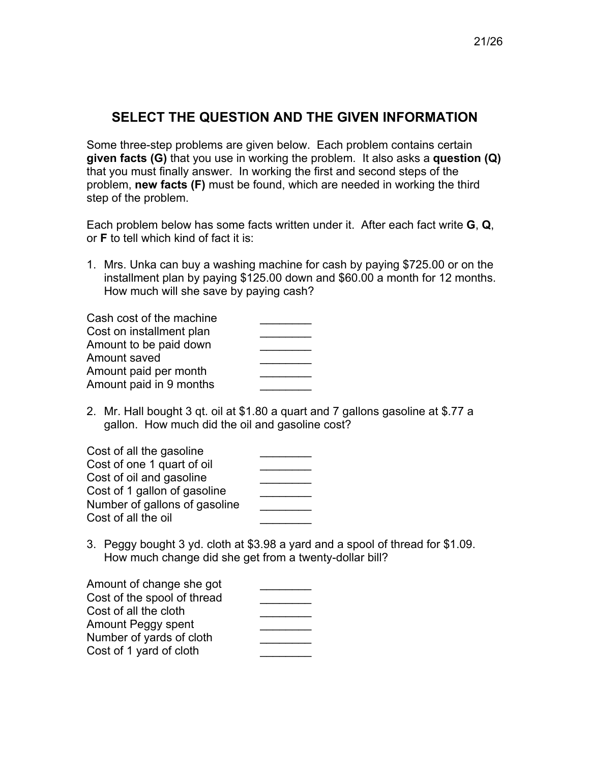## SELECT THE QUESTION AND THE GIVEN INFORMATION

Some three-step problems are given below. Each problem contains certain **given facts (G)** that you use in working the problem. It also asks a **question (Q)** that you must finally answer. In working the first and second steps of the problem, **new facts (F)** must be found, which are needed in working the third step of the problem.

Each problem below has some facts written under it. After each fact write **G**, **Q**, or **F** to tell which kind of fact it is:

1. Mrs. Unka can buy a washing machine for cash by paying $725.00 or on the installment plan by paying $125.00 down and $60.00 a month for 12 months. How much will she save by paying cash?

| | |
|---|---|
| Cash cost of the machine | ________ |
| Cost on installment plan | ________ |
| Amount to be paid down | ________ |
| Amount saved | ________ |
| Amount paid per month | ________ |
| Amount paid in 9 months | ________ |

2. Mr. Hall bought 3 qt. oil at $1.80 a quart and 7 gallons gasoline at $.77 a gallon. How much did the oil and gasoline cost?

| | |
|---|---|
| Cost of all the gasoline | ________ |
| Cost of one 1 quart of oil | ________ |
| Cost of oil and gasoline | ________ |
| Cost of 1 gallon of gasoline | ________ |
| Number of gallons of gasoline | ________ |
| Cost of all the oil | ________ |

3. Peggy bought 3 yd. cloth at $3.98 a yard and a spool of thread for $1.09. How much change did she get from a twenty-dollar bill?

| | |
|---|---|
| Amount of change she got | ________ |
| Cost of the spool of thread | ________ |
| Cost of all the cloth | ________ |
| Amount Peggy spent | ________ |
| Number of yards of cloth | ________ |
| Cost of 1 yard of cloth | ________ |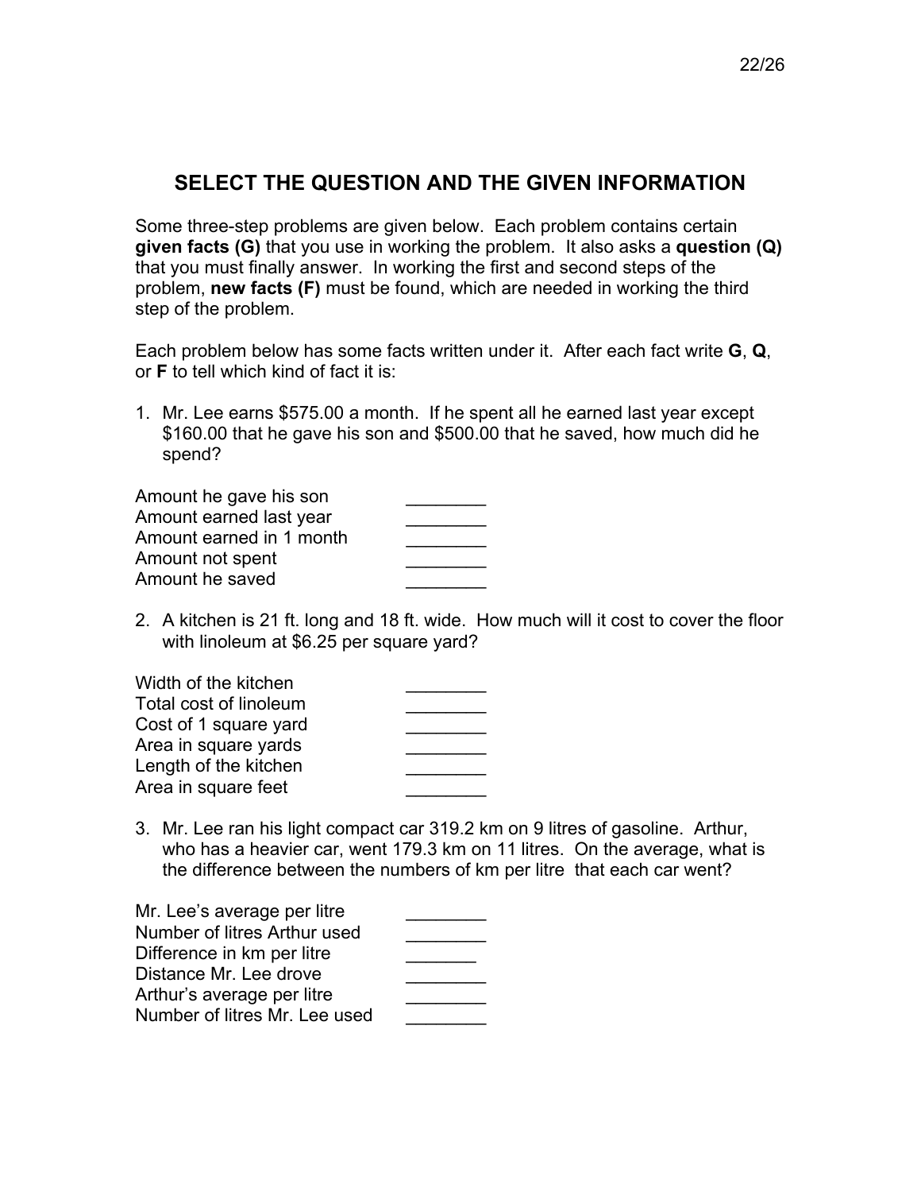## SELECT THE QUESTION AND THE GIVEN INFORMATION

Some three-step problems are given below. Each problem contains certain **given facts (G)** that you use in working the problem. It also asks a **question (Q)** that you must finally answer. In working the first and second steps of the problem, **new facts (F)** must be found, which are needed in working the third step of the problem.

Each problem below has some facts written under it. After each fact write **G**, **Q**, or **F** to tell which kind of fact it is:

1. Mr. Lee earns $575.00 a month. If he spent all he earned last year except $160.00 that he gave his son and $500.00 that he saved, how much did he spend?

| | |
|---|---|
| Amount he gave his son | ________ |
| Amount earned last year | ________ |
| Amount earned in 1 month | ________ |
| Amount not spent | ________ |
| Amount he saved | ________ |

2. A kitchen is 21 ft. long and 18 ft. wide. How much will it cost to cover the floor with linoleum at $6.25 per square yard?

| | |
|---|---|
| Width of the kitchen | ________ |
| Total cost of linoleum | ________ |
| Cost of 1 square yard | ________ |
| Area in square yards | ________ |
| Length of the kitchen | ________ |
| Area in square feet | ________ |

3. Mr. Lee ran his light compact car 319.2 km on 9 litres of gasoline. Arthur, who has a heavier car, went 179.3 km on 11 litres. On the average, what is the difference between the numbers of km per litre that each car went?

| | |
|---|---|
| Mr. Lee's average per litre | ________ |
| Number of litres Arthur used | ________ |
| Difference in km per litre | _______ |
| Distance Mr. Lee drove | ________ |
| Arthur's average per litre | ________ |
| Number of litres Mr. Lee used | ________ |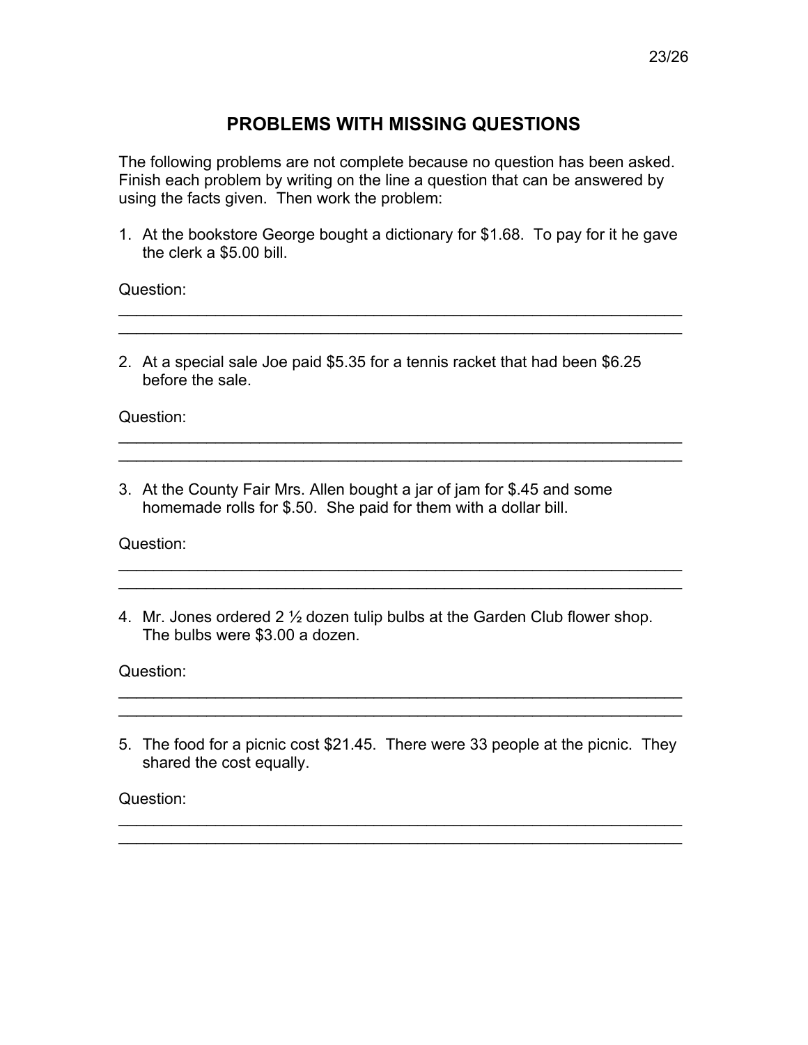## PROBLEMS WITH MISSING QUESTIONS

The following problems are not complete because no question has been asked. Finish each problem by writing on the line a question that can be answered by using the facts given. Then work the problem:

1. At the bookstore George bought a dictionary for $1.68. To pay for it he gave the clerk a $5.00 bill.

Question:

_______________________________________________________________

_______________________________________________________________

2. At a special sale Joe paid $5.35 for a tennis racket that had been $6.25 before the sale.

Question:

_______________________________________________________________

_______________________________________________________________

3. At the County Fair Mrs. Allen bought a jar of jam for $.45 and some homemade rolls for $.50. She paid for them with a dollar bill.

Question:

_______________________________________________________________

_______________________________________________________________

4. Mr. Jones ordered 2 ½ dozen tulip bulbs at the Garden Club flower shop. The bulbs were $3.00 a dozen.

Question:

_______________________________________________________________

_______________________________________________________________

5. The food for a picnic cost $21.45. There were 33 people at the picnic. They shared the cost equally.

Question:

_______________________________________________________________

_______________________________________________________________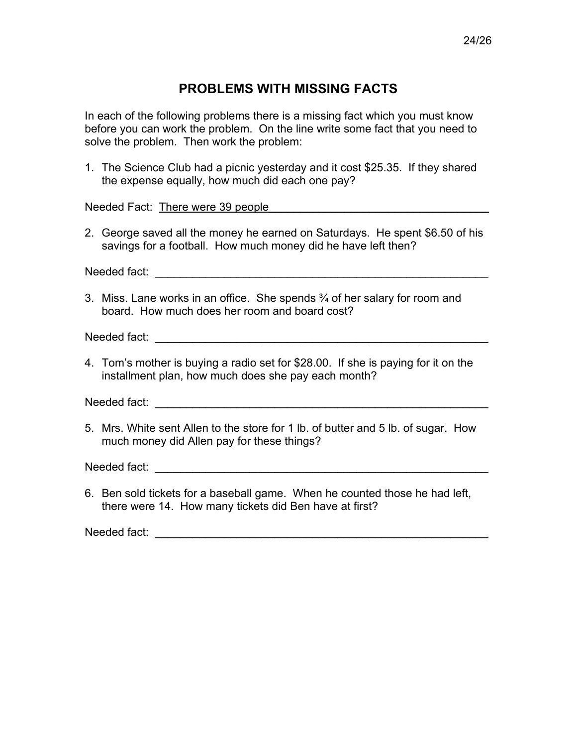## PROBLEMS WITH MISSING FACTS

In each of the following problems there is a missing fact which you must know before you can work the problem. On the line write some fact that you need to solve the problem. Then work the problem:

1. The Science Club had a picnic yesterday and it cost $25.35. If they shared the expense equally, how much did each one pay?

Needed Fact: There were 39 people______________________________________

2. George saved all the money he earned on Saturdays. He spent $6.50 of his savings for a football. How much money did he have left then?

Needed fact: ___________________________________________________________

3. Miss. Lane works in an office. She spends ¾ of her salary for room and board. How much does her room and board cost?

Needed fact: ___________________________________________________________

4. Tom's mother is buying a radio set for $28.00. If she is paying for it on the installment plan, how much does she pay each month?

Needed fact: ___________________________________________________________

5. Mrs. White sent Allen to the store for 1 lb. of butter and 5 lb. of sugar. How much money did Allen pay for these things?

Needed fact: ___________________________________________________________

6. Ben sold tickets for a baseball game. When he counted those he had left, there were 14. How many tickets did Ben have at first?

Needed fact: ___________________________________________________________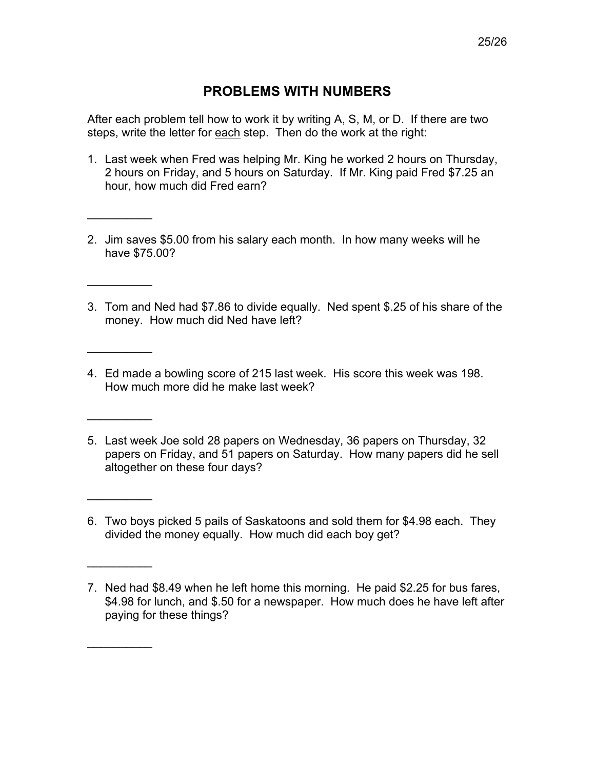# PROBLEMS WITH NUMBERS

After each problem tell how to work it by writing A, S, M, or D. If there are two steps, write the letter for <u>each</u> step. Then do the work at the right:

1. Last week when Fred was helping Mr. King he worked 2 hours on Thursday, 2 hours on Friday, and 5 hours on Saturday. If Mr. King paid Fred $7.25 an hour, how much did Fred earn?

__________

2. Jim saves $5.00 from his salary each month. In how many weeks will he have $75.00?

__________

3. Tom and Ned had $7.86 to divide equally. Ned spent $.25 of his share of the money. How much did Ned have left?

__________

4. Ed made a bowling score of 215 last week. His score this week was 198. How much more did he make last week?

__________

5. Last week Joe sold 28 papers on Wednesday, 36 papers on Thursday, 32 papers on Friday, and 51 papers on Saturday. How many papers did he sell altogether on these four days?

__________

6. Two boys picked 5 pails of Saskatoons and sold them for $4.98 each. They divided the money equally. How much did each boy get?

__________

7. Ned had $8.49 when he left home this morning. He paid $2.25 for bus fares, $4.98 for lunch, and $.50 for a newspaper. How much does he have left after paying for these things?

__________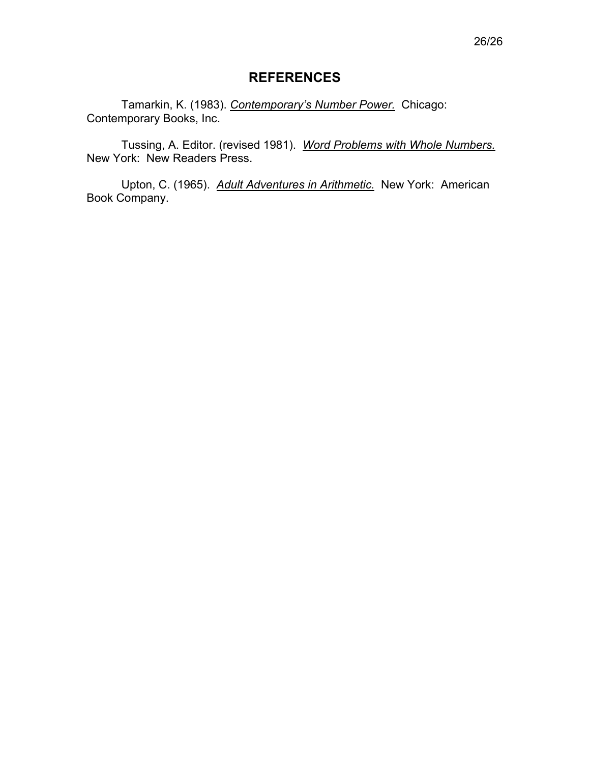# REFERENCES

Tamarkin, K. (1983). *Contemporary's Number Power.* Chicago: Contemporary Books, Inc.

Tussing, A. Editor. (revised 1981). *Word Problems with Whole Numbers.* New York: New Readers Press.

Upton, C. (1965). *Adult Adventures in Arithmetic.* New York: American Book Company.